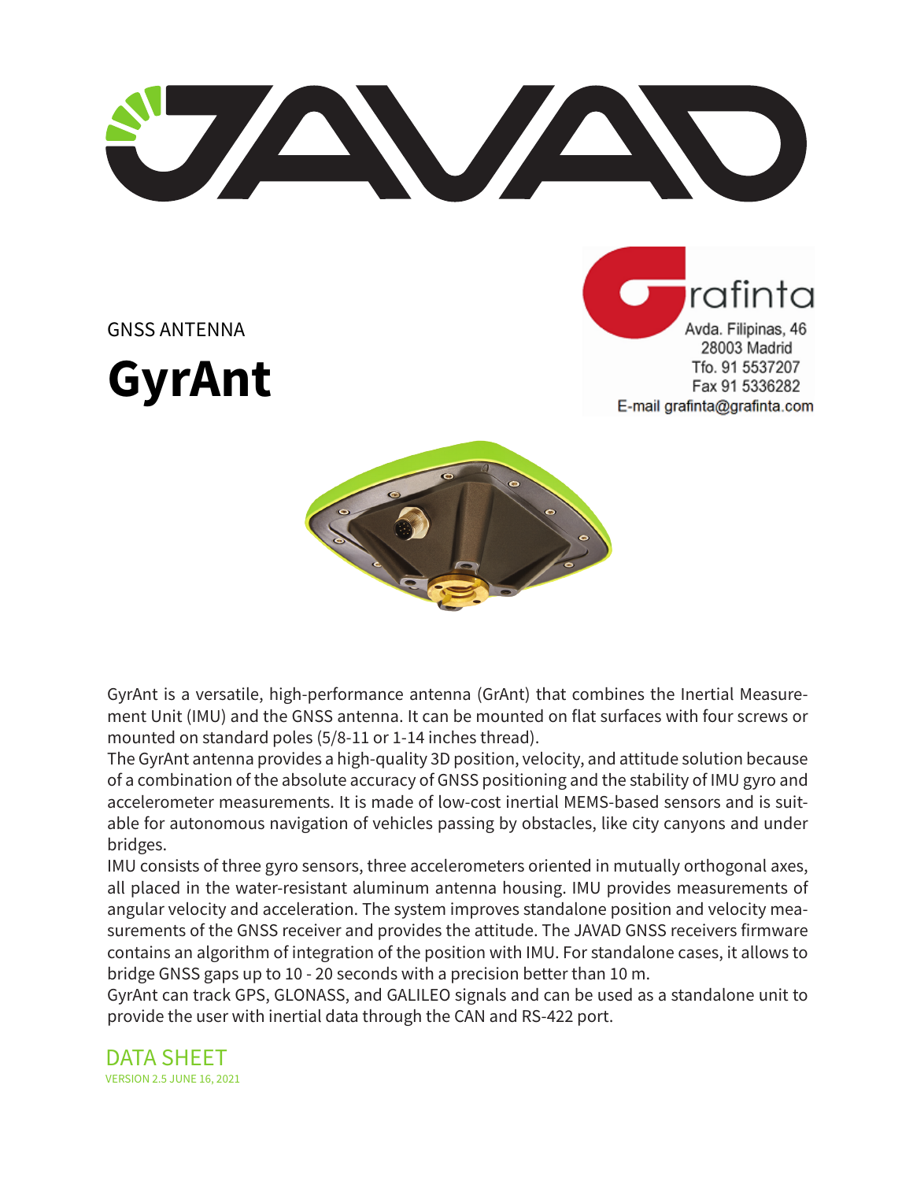GNSS ANTENNA

# GyrAnt

Grafinta
Avda. Filipinas, 46
28003 Madrid
Tfo. 91 5537207
Fax 91 5336282
E-mail grafinta@grafinta.com

GyrAnt is a versatile, high-performance antenna (GrAnt) that combines the Inertial Measurement Unit (IMU) and the GNSS antenna. It can be mounted on flat surfaces with four screws or mounted on standard poles (5/8-11 or 1-14 inches thread).

The GyrAnt antenna provides a high-quality 3D position, velocity, and attitude solution because of a combination of the absolute accuracy of GNSS positioning and the stability of IMU gyro and accelerometer measurements. It is made of low-cost inertial MEMS-based sensors and is suitable for autonomous navigation of vehicles passing by obstacles, like city canyons and under bridges.

IMU consists of three gyro sensors, three accelerometers oriented in mutually orthogonal axes, all placed in the water-resistant aluminum antenna housing. IMU provides measurements of angular velocity and acceleration. The system improves standalone position and velocity measurements of the GNSS receiver and provides the attitude. The JAVAD GNSS receivers firmware contains an algorithm of integration of the position with IMU. For standalone cases, it allows to bridge GNSS gaps up to 10 - 20 seconds with a precision better than 10 m.

GyrAnt can track GPS, GLONASS, and GALILEO signals and can be used as a standalone unit to provide the user with inertial data through the CAN and RS-422 port.

## DATA SHEET

VERSION 2.5 JUNE 16, 2021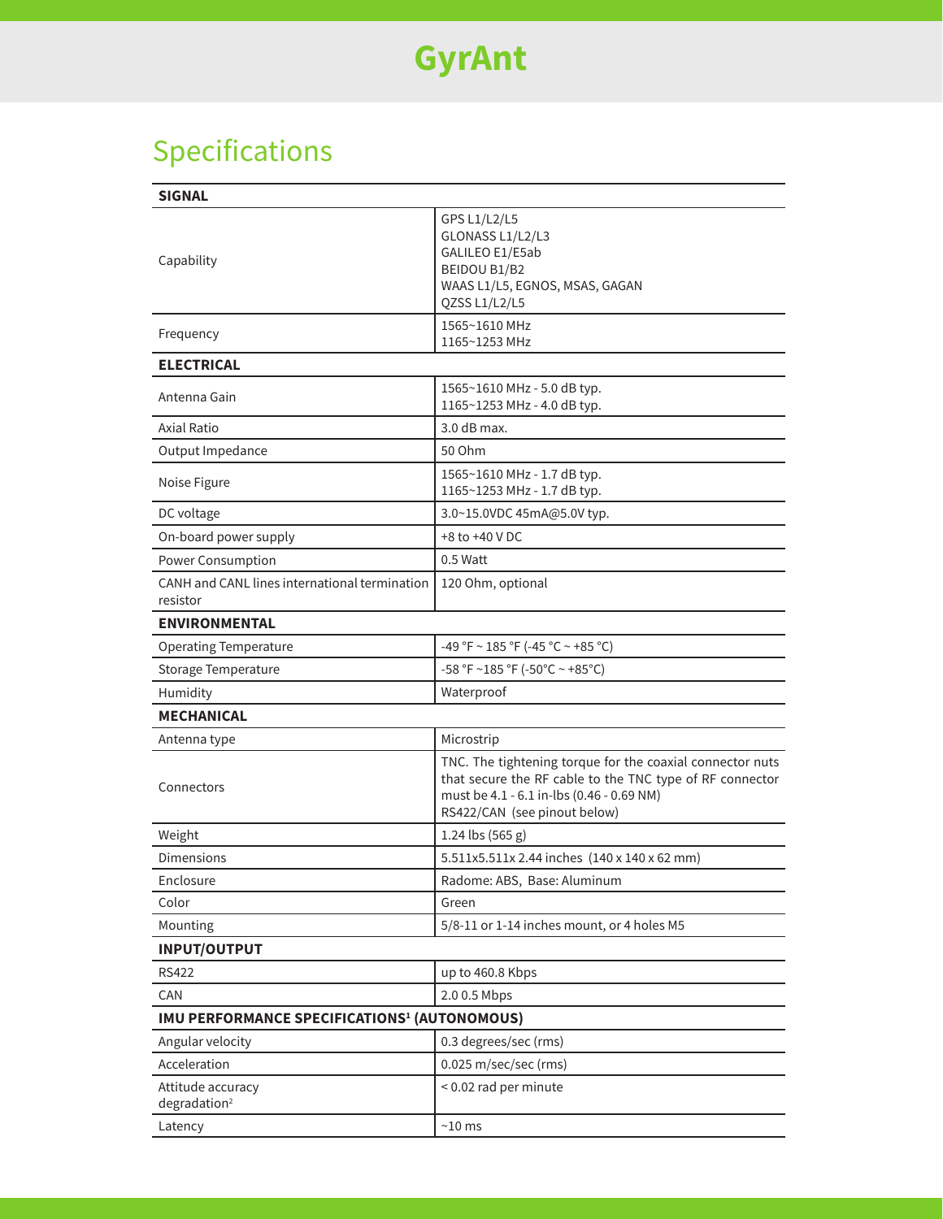# GyrAnt

## Specifications

| SIGNAL | |
|---|---|
| Capability | GPS L1/L2/L5<br>GLONASS L1/L2/L3<br>GALILEO E1/E5ab<br>BEIDOU B1/B2<br>WAAS L1/L5, EGNOS, MSAS, GAGAN<br>QZSS L1/L2/L5 |
| Frequency | 1565~1610 MHz<br>1165~1253 MHz |
| **ELECTRICAL** | |
| Antenna Gain | 1565~1610 MHz - 5.0 dB typ.<br>1165~1253 MHz - 4.0 dB typ. |
| Axial Ratio | 3.0 dB max. |
| Output Impedance | 50 Ohm |
| Noise Figure | 1565~1610 MHz - 1.7 dB typ.<br>1165~1253 MHz - 1.7 dB typ. |
| DC voltage | 3.0~15.0VDC 45mA@5.0V typ. |
| On-board power supply | +8 to +40 V DC |
| Power Consumption | 0.5 Watt |
| CANH and CANL lines international termination resistor | 120 Ohm, optional |
| **ENVIRONMENTAL** | |
| Operating Temperature | -49 °F ~ 185 °F (-45 °C ~ +85 °C) |
| Storage Temperature | -58 °F ~185 °F (-50°C ~ +85°C) |
| Humidity | Waterproof |
| **MECHANICAL** | |
| Antenna type | Microstrip |
| Connectors | TNC. The tightening torque for the coaxial connector nuts that secure the RF cable to the TNC type of RF connector must be 4.1 - 6.1 in-lbs (0.46 - 0.69 NM)<br>RS422/CAN (see pinout below) |
| Weight | 1.24 lbs (565 g) |
| Dimensions | 5.511x5.511x 2.44 inches (140 x 140 x 62 mm) |
| Enclosure | Radome: ABS, Base: Aluminum |
| Color | Green |
| Mounting | 5/8-11 or 1-14 inches mount, or 4 holes M5 |
| **INPUT/OUTPUT** | |
| RS422 | up to 460.8 Kbps |
| CAN | 2.0 0.5 Mbps |
| **IMU PERFORMANCE SPECIFICATIONS[1] (AUTONOMOUS)** | |
| Angular velocity | 0.3 degrees/sec (rms) |
| Acceleration | 0.025 m/sec/sec (rms) |
| Attitude accuracy degradation[2] | < 0.02 rad per minute |
| Latency | ~10 ms |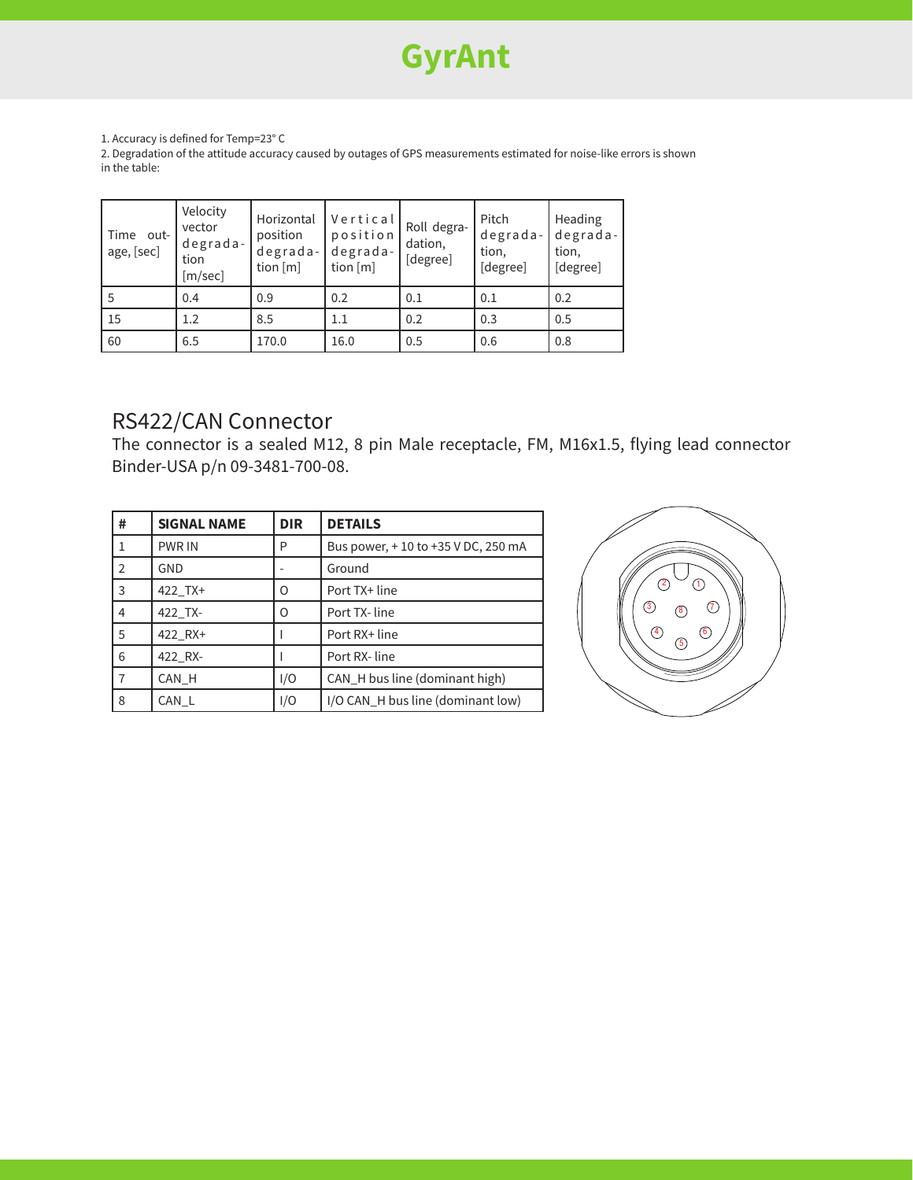1. Accuracy is defined for Temp=23° C
2. Degradation of the attitude accuracy caused by outages of GPS measurements estimated for noise-like errors is shown in the table:

| Time outage, [sec] | Velocity vector degradation [m/sec] | Horizontal position degradation [m] | Vertical position degradation [m] | Roll degradation, [degree] | Pitch degradation, [degree] | Heading degradation, [degree] |
|---|---|---|---|---|---|---|
| 5 | 0.4 | 0.9 | 0.2 | 0.1 | 0.1 | 0.2 |
| 15 | 1.2 | 8.5 | 1.1 | 0.2 | 0.3 | 0.5 |
| 60 | 6.5 | 170.0 | 16.0 | 0.5 | 0.6 | 0.8 |

## RS422/CAN Connector

The connector is a sealed M12, 8 pin Male receptacle, FM, M16x1.5, flying lead connector Binder-USA p/n 09-3481-700-08.

| # | SIGNAL NAME | DIR | DETAILS |
|---|---|---|---|
| 1 | PWR IN | P | Bus power, + 10 to +35 V DC, 250 mA |
| 2 | GND | - | Ground |
| 3 | 422_TX+ | O | Port TX+ line |
| 4 | 422_TX- | O | Port TX- line |
| 5 | 422_RX+ | I | Port RX+ line |
| 6 | 422_RX- | I | Port RX- line |
| 7 | CAN_H | I/O | CAN_H bus line (dominant high) |
| 8 | CAN_L | I/O | I/O CAN_H bus line (dominant low) |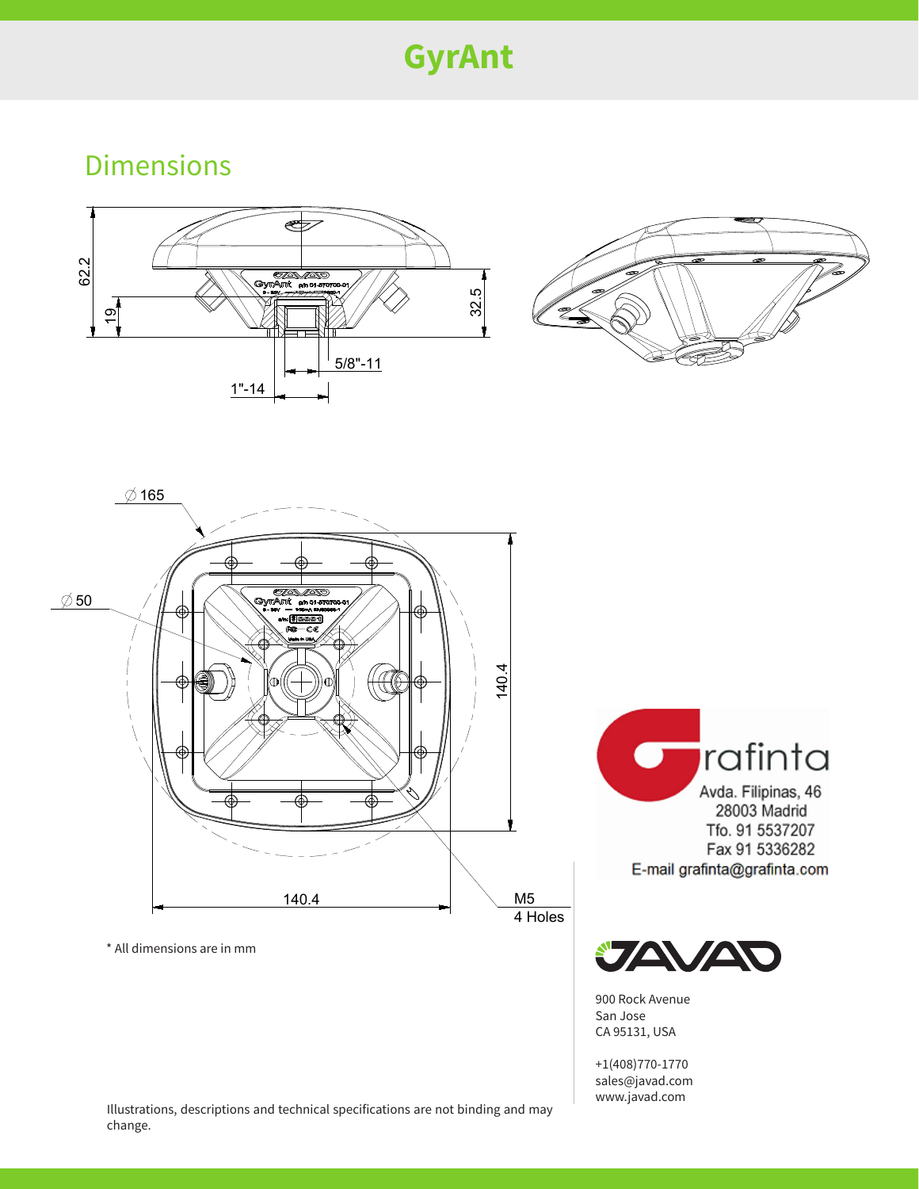# GyrAnt

## Dimensions

62.2

19

32.5

5/8"-11

1"-14

∅165

∅50

140.4

140.4

M5
4 Holes

\* All dimensions are in mm

rafinta
Avda. Filipinas, 46
28003 Madrid
Tfo. 91 5537207
Fax 91 5336282
E-mail grafinta@grafinta.com

JAVAD

900 Rock Avenue
San Jose
CA 95131, USA

+1(408)770-1770
sales@javad.com
www.javad.com

Illustrations, descriptions and technical specifications are not binding and may change.